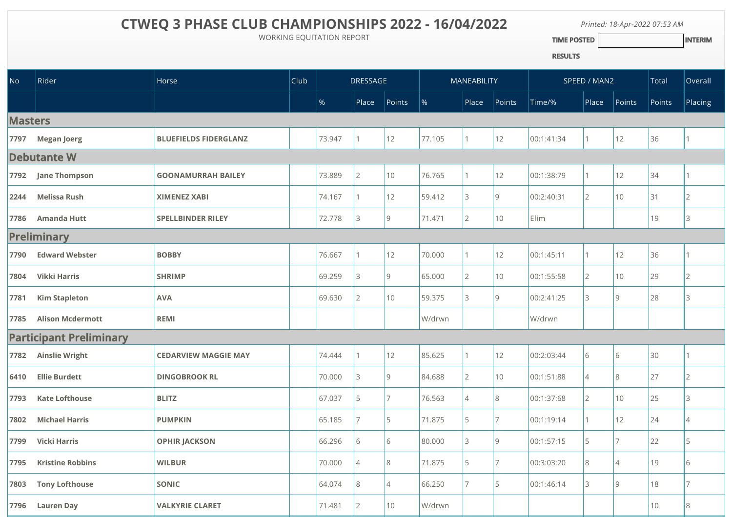# CTWEQ 3 PHASE CLUB CHAMPIONSHIPS 2022 - 16/04/2022

WORKING EQUITATION REPORT

*Printed: 18-Apr-2022 07:53 AM*

**TIME POSTED** | **INTERIM RESULTS**

| No | Rider | Horse | Club | DRESSAGE | | | MANEABILITY | | | SPEED / MAN2 | | | Total | Overall |
|---|---|---|---|---|---|---|---|---|---|---|---|---|---|---|
| | | | | % | Place | Points | % | Place | Points | Time/% | Place | Points | Points | Placing |
| **Masters** | | | | | | | | | | | | | | |
| **7797** | **Megan Joerg** | **BLUEFIELDS FIDERGLANZ** | | 73.947 | 1 | 12 | 77.105 | 1 | 12 | 00:1:41:34 | 1 | 12 | 36 | 1 |
| **Debutante W** | | | | | | | | | | | | | | |
| **7792** | **Jane Thompson** | **GOONAMURRAH BAILEY** | | 73.889 | 2 | 10 | 76.765 | 1 | 12 | 00:1:38:79 | 1 | 12 | 34 | 1 |
| **2244** | **Melissa Rush** | **XIMENEZ XABI** | | 74.167 | 1 | 12 | 59.412 | 3 | 9 | 00:2:40:31 | 2 | 10 | 31 | 2 |
| **7786** | **Amanda Hutt** | **SPELLBINDER RILEY** | | 72.778 | 3 | 9 | 71.471 | 2 | 10 | Elim | | | 19 | 3 |
| **Preliminary** | | | | | | | | | | | | | | |
| **7790** | **Edward Webster** | **BOBBY** | | 76.667 | 1 | 12 | 70.000 | 1 | 12 | 00:1:45:11 | 1 | 12 | 36 | 1 |
| **7804** | **Vikki Harris** | **SHRIMP** | | 69.259 | 3 | 9 | 65.000 | 2 | 10 | 00:1:55:58 | 2 | 10 | 29 | 2 |
| **7781** | **Kim Stapleton** | **AVA** | | 69.630 | 2 | 10 | 59.375 | 3 | 9 | 00:2:41:25 | 3 | 9 | 28 | 3 |
| **7785** | **Alison Mcdermott** | **REMI** | | | | | W/drwn | | | W/drwn | | | | |
| **Participant Preliminary** | | | | | | | | | | | | | | |
| **7782** | **Ainslie Wright** | **CEDARVIEW MAGGIE MAY** | | 74.444 | 1 | 12 | 85.625 | 1 | 12 | 00:2:03:44 | 6 | 6 | 30 | 1 |
| **6410** | **Ellie Burdett** | **DINGOBROOK RL** | | 70.000 | 3 | 9 | 84.688 | 2 | 10 | 00:1:51:88 | 4 | 8 | 27 | 2 |
| **7793** | **Kate Lofthouse** | **BLITZ** | | 67.037 | 5 | 7 | 76.563 | 4 | 8 | 00:1:37:68 | 2 | 10 | 25 | 3 |
| **7802** | **Michael Harris** | **PUMPKIN** | | 65.185 | 7 | 5 | 71.875 | 5 | 7 | 00:1:19:14 | 1 | 12 | 24 | 4 |
| **7799** | **Vicki Harris** | **OPHIR JACKSON** | | 66.296 | 6 | 6 | 80.000 | 3 | 9 | 00:1:57:15 | 5 | 7 | 22 | 5 |
| **7795** | **Kristine Robbins** | **WILBUR** | | 70.000 | 4 | 8 | 71.875 | 5 | 7 | 00:3:03:20 | 8 | 4 | 19 | 6 |
| **7803** | **Tony Lofthouse** | **SONIC** | | 64.074 | 8 | 4 | 66.250 | 7 | 5 | 00:1:46:14 | 3 | 9 | 18 | 7 |
| **7796** | **Lauren Day** | **VALKYRIE CLARET** | | 71.481 | 2 | 10 | W/drwn | | | | | | 10 | 8 |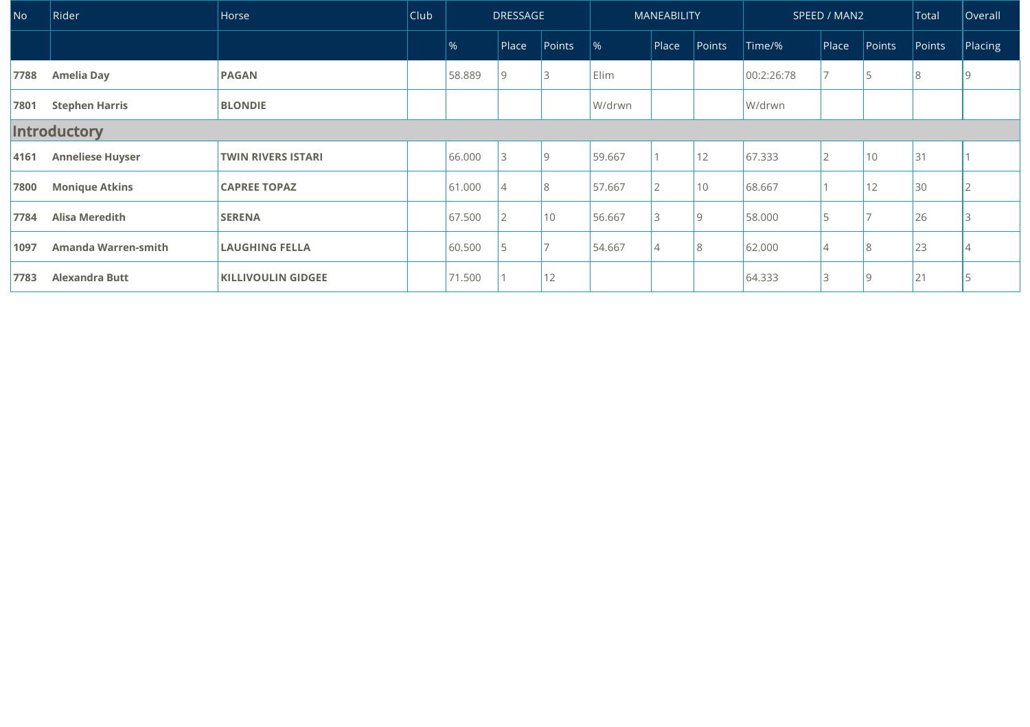| No | Rider | Horse | Club | DRESSAGE | | | MANEABILITY | | | SPEED / MAN2 | | | Total | Overall |
|---|---|---|---|---|---|---|---|---|---|---|---|---|---|---|
| | | | | % | Place | Points | % | Place | Points | Time/% | Place | Points | Points | Placing |
| **7788** | **Amelia Day** | **PAGAN** | | 58.889 | 9 | 3 | Elim | | | 00:2:26:78 | 7 | 5 | 8 | 9 |
| **7801** | **Stephen Harris** | **BLONDIE** | | | | | W/drwn | | | W/drwn | | | | |
| **Introductory** | | | | | | | | | | | | | | |
| **4161** | **Anneliese Huyser** | **TWIN RIVERS ISTARI** | | 66.000 | 3 | 9 | 59.667 | 1 | 12 | 67.333 | 2 | 10 | 31 | 1 |
| **7800** | **Monique Atkins** | **CAPREE TOPAZ** | | 61.000 | 4 | 8 | 57.667 | 2 | 10 | 68.667 | 1 | 12 | 30 | 2 |
| **7784** | **Alisa Meredith** | **SERENA** | | 67.500 | 2 | 10 | 56.667 | 3 | 9 | 58.000 | 5 | 7 | 26 | 3 |
| **1097** | **Amanda Warren-smith** | **LAUGHING FELLA** | | 60.500 | 5 | 7 | 54.667 | 4 | 8 | 62.000 | 4 | 8 | 23 | 4 |
| **7783** | **Alexandra Butt** | **KILLIVOULIN GIDGEE** | | 71.500 | 1 | 12 | | | | 64.333 | 3 | 9 | 21 | 5 |